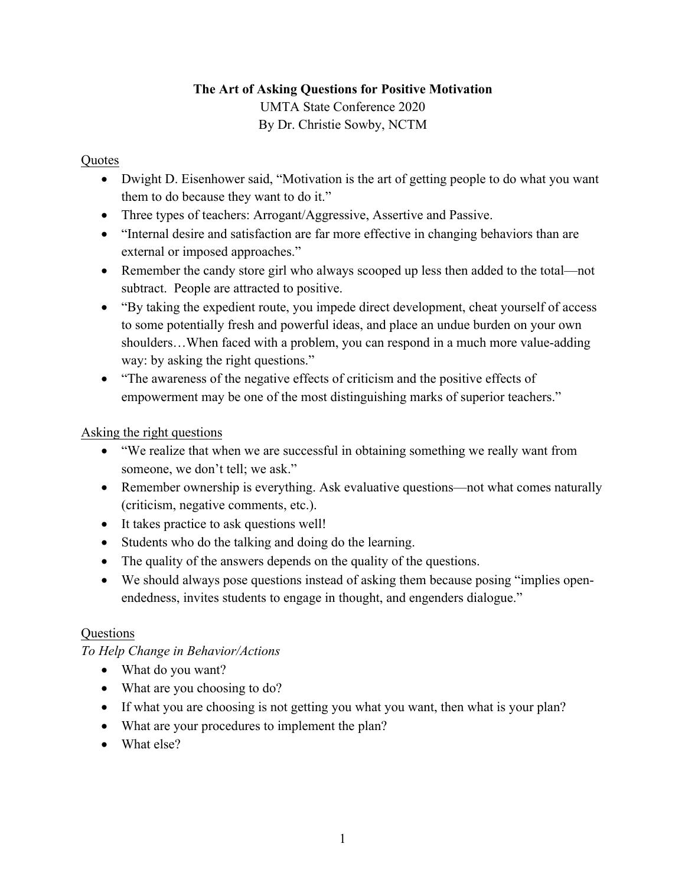# The Art of Asking Questions for Positive Motivation

UMTA State Conference 2020

By Dr. Christie Sowby, NCTM

## Quotes

- Dwight D. Eisenhower said, "Motivation is the art of getting people to do what you want them to do because they want to do it."
- Three types of teachers: Arrogant/Aggressive, Assertive and Passive.
- "Internal desire and satisfaction are far more effective in changing behaviors than are external or imposed approaches."
- Remember the candy store girl who always scooped up less then added to the total—not subtract. People are attracted to positive.
- "By taking the expedient route, you impede direct development, cheat yourself of access to some potentially fresh and powerful ideas, and place an undue burden on your own shoulders…When faced with a problem, you can respond in a much more value-adding way: by asking the right questions."
- "The awareness of the negative effects of criticism and the positive effects of empowerment may be one of the most distinguishing marks of superior teachers."

## Asking the right questions

- "We realize that when we are successful in obtaining something we really want from someone, we don't tell; we ask."
- Remember ownership is everything. Ask evaluative questions—not what comes naturally (criticism, negative comments, etc.).
- It takes practice to ask questions well!
- Students who do the talking and doing do the learning.
- The quality of the answers depends on the quality of the questions.
- We should always pose questions instead of asking them because posing "implies open-endedness, invites students to engage in thought, and engenders dialogue."

## Questions

*To Help Change in Behavior/Actions*

- What do you want?
- What are you choosing to do?
- If what you are choosing is not getting you what you want, then what is your plan?
- What are your procedures to implement the plan?
- What else?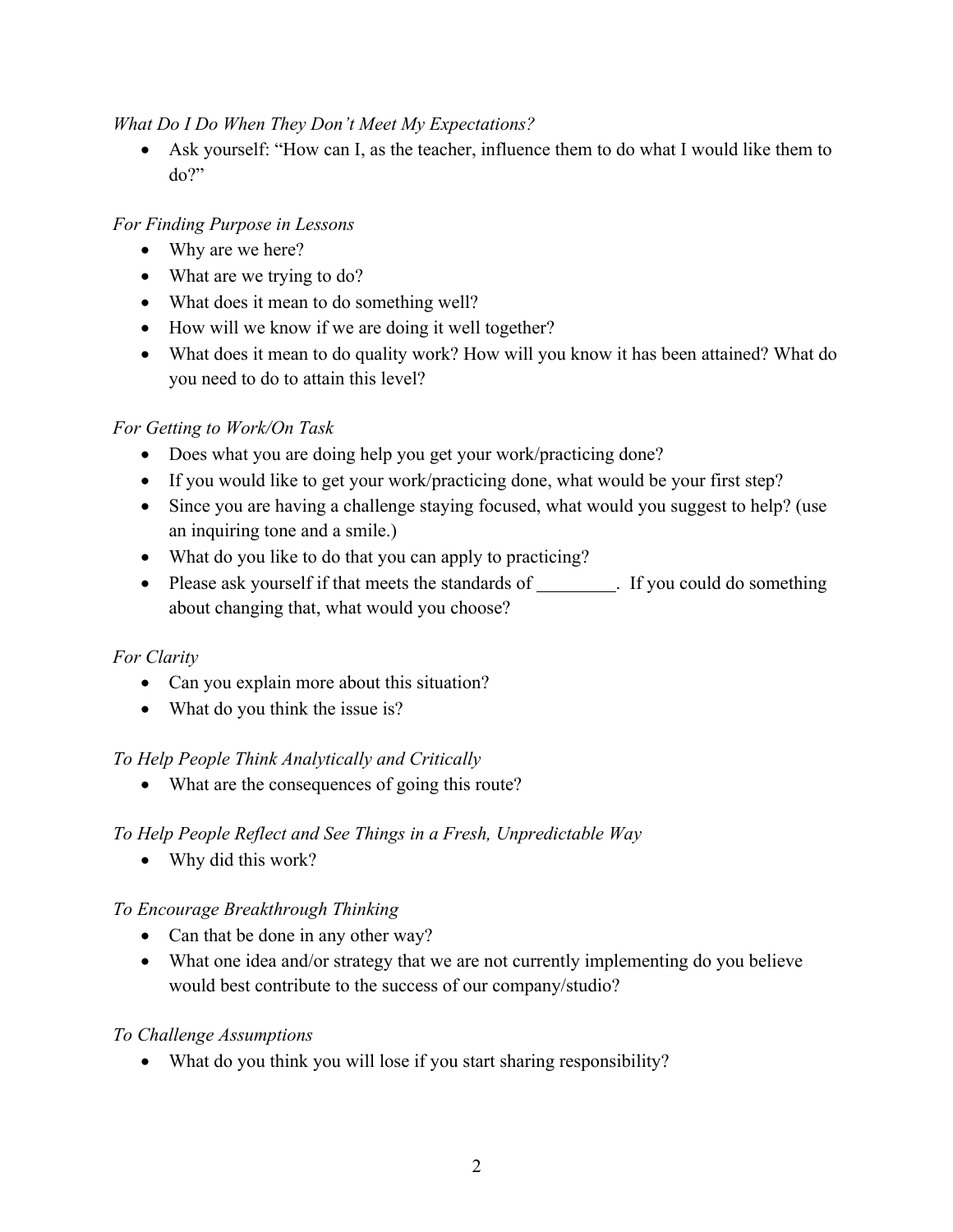*What Do I Do When They Don't Meet My Expectations?*

- Ask yourself: "How can I, as the teacher, influence them to do what I would like them to do?"

*For Finding Purpose in Lessons*

- Why are we here?
- What are we trying to do?
- What does it mean to do something well?
- How will we know if we are doing it well together?
- What does it mean to do quality work? How will you know it has been attained? What do you need to do to attain this level?

*For Getting to Work/On Task*

- Does what you are doing help you get your work/practicing done?
- If you would like to get your work/practicing done, what would be your first step?
- Since you are having a challenge staying focused, what would you suggest to help? (use an inquiring tone and a smile.)
- What do you like to do that you can apply to practicing?
- Please ask yourself if that meets the standards of _________. If you could do something about changing that, what would you choose?

*For Clarity*

- Can you explain more about this situation?
- What do you think the issue is?

*To Help People Think Analytically and Critically*

- What are the consequences of going this route?

*To Help People Reflect and See Things in a Fresh, Unpredictable Way*

- Why did this work?

*To Encourage Breakthrough Thinking*

- Can that be done in any other way?
- What one idea and/or strategy that we are not currently implementing do you believe would best contribute to the success of our company/studio?

*To Challenge Assumptions*

- What do you think you will lose if you start sharing responsibility?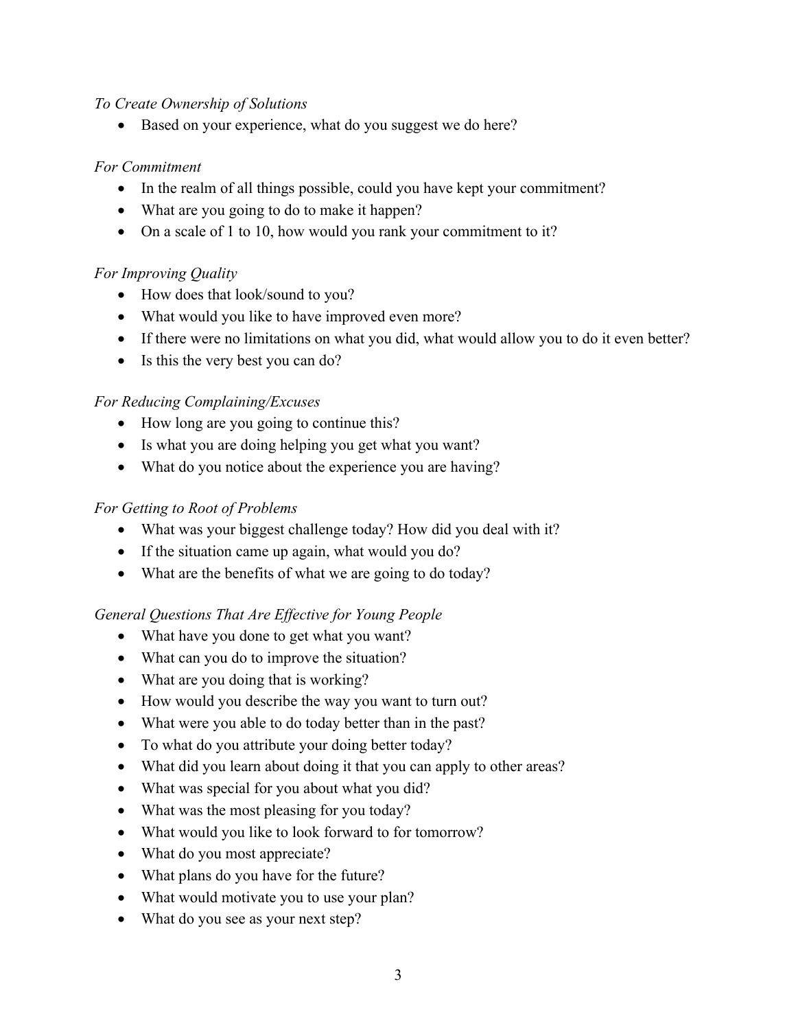*To Create Ownership of Solutions*

- Based on your experience, what do you suggest we do here?

*For Commitment*

- In the realm of all things possible, could you have kept your commitment?
- What are you going to do to make it happen?
- On a scale of 1 to 10, how would you rank your commitment to it?

*For Improving Quality*

- How does that look/sound to you?
- What would you like to have improved even more?
- If there were no limitations on what you did, what would allow you to do it even better?
- Is this the very best you can do?

*For Reducing Complaining/Excuses*

- How long are you going to continue this?
- Is what you are doing helping you get what you want?
- What do you notice about the experience you are having?

*For Getting to Root of Problems*

- What was your biggest challenge today? How did you deal with it?
- If the situation came up again, what would you do?
- What are the benefits of what we are going to do today?

*General Questions That Are Effective for Young People*

- What have you done to get what you want?
- What can you do to improve the situation?
- What are you doing that is working?
- How would you describe the way you want to turn out?
- What were you able to do today better than in the past?
- To what do you attribute your doing better today?
- What did you learn about doing it that you can apply to other areas?
- What was special for you about what you did?
- What was the most pleasing for you today?
- What would you like to look forward to for tomorrow?
- What do you most appreciate?
- What plans do you have for the future?
- What would motivate you to use your plan?
- What do you see as your next step?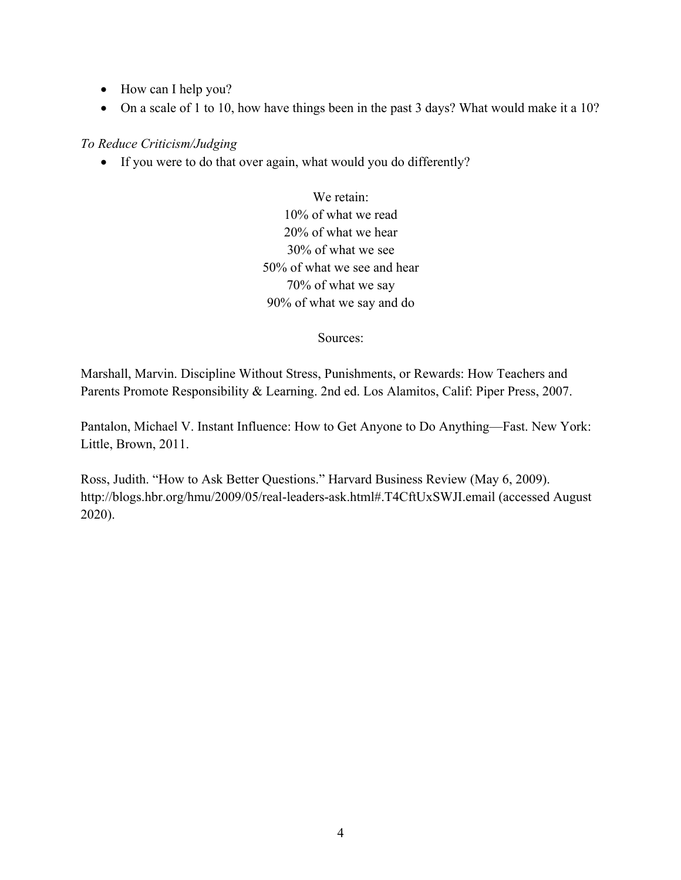- How can I help you?
- On a scale of 1 to 10, how have things been in the past 3 days? What would make it a 10?

*To Reduce Criticism/Judging*

- If you were to do that over again, what would you do differently?

We retain:
10% of what we read
20% of what we hear
30% of what we see
50% of what we see and hear
70% of what we say
90% of what we say and do

Sources:

Marshall, Marvin. Discipline Without Stress, Punishments, or Rewards: How Teachers and Parents Promote Responsibility & Learning. 2nd ed. Los Alamitos, Calif: Piper Press, 2007.

Pantalon, Michael V. Instant Influence: How to Get Anyone to Do Anything—Fast. New York: Little, Brown, 2011.

Ross, Judith. "How to Ask Better Questions." Harvard Business Review (May 6, 2009). http://blogs.hbr.org/hmu/2009/05/real-leaders-ask.html#.T4CftUxSWJI.email (accessed August 2020).